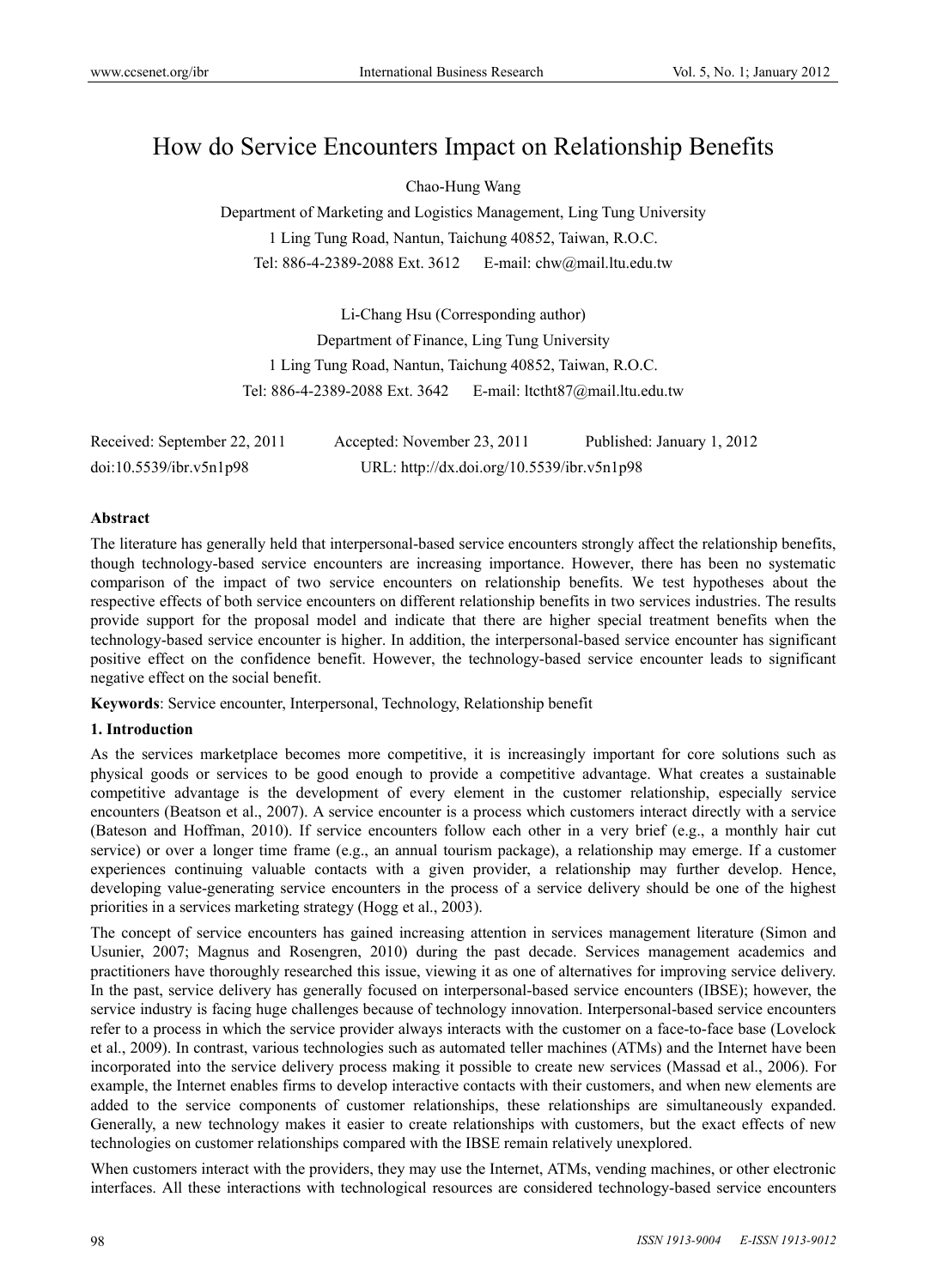# How do Service Encounters Impact on Relationship Benefits

Chao-Hung Wang

Department of Marketing and Logistics Management, Ling Tung University

1 Ling Tung Road, Nantun, Taichung 40852, Taiwan, R.O.C.

Tel: 886-4-2389-2088 Ext. 3612 E-mail: chw@mail.ltu.edu.tw

Li-Chang Hsu (Corresponding author)

Department of Finance, Ling Tung University

1 Ling Tung Road, Nantun, Taichung 40852, Taiwan, R.O.C.

Tel: 886-4-2389-2088 Ext. 3642 E-mail: ltctht87@mail.ltu.edu.tw

Received: September 22, 2011 Accepted: November 23, 2011 Published: January 1, 2012

doi:10.5539/ibr.v5n1p98 URL: http://dx.doi.org/10.5539/ibr.v5n1p98

**Abstract**

The literature has generally held that interpersonal-based service encounters strongly affect the relationship benefits, though technology-based service encounters are increasing importance. However, there has been no systematic comparison of the impact of two service encounters on relationship benefits. We test hypotheses about the respective effects of both service encounters on different relationship benefits in two services industries. The results provide support for the proposal model and indicate that there are higher special treatment benefits when the technology-based service encounter is higher. In addition, the interpersonal-based service encounter has significant positive effect on the confidence benefit. However, the technology-based service encounter leads to significant negative effect on the social benefit.

**Keywords**: Service encounter, Interpersonal, Technology, Relationship benefit

## 1. Introduction

As the services marketplace becomes more competitive, it is increasingly important for core solutions such as physical goods or services to be good enough to provide a competitive advantage. What creates a sustainable competitive advantage is the development of every element in the customer relationship, especially service encounters (Beatson et al., 2007). A service encounter is a process which customers interact directly with a service (Bateson and Hoffman, 2010). If service encounters follow each other in a very brief (e.g., a monthly hair cut service) or over a longer time frame (e.g., an annual tourism package), a relationship may emerge. If a customer experiences continuing valuable contacts with a given provider, a relationship may further develop. Hence, developing value-generating service encounters in the process of a service delivery should be one of the highest priorities in a services marketing strategy (Hogg et al., 2003).

The concept of service encounters has gained increasing attention in services management literature (Simon and Usunier, 2007; Magnus and Rosengren, 2010) during the past decade. Services management academics and practitioners have thoroughly researched this issue, viewing it as one of alternatives for improving service delivery. In the past, service delivery has generally focused on interpersonal-based service encounters (IBSE); however, the service industry is facing huge challenges because of technology innovation. Interpersonal-based service encounters refer to a process in which the service provider always interacts with the customer on a face-to-face base (Lovelock et al., 2009). In contrast, various technologies such as automated teller machines (ATMs) and the Internet have been incorporated into the service delivery process making it possible to create new services (Massad et al., 2006). For example, the Internet enables firms to develop interactive contacts with their customers, and when new elements are added to the service components of customer relationships, these relationships are simultaneously expanded. Generally, a new technology makes it easier to create relationships with customers, but the exact effects of new technologies on customer relationships compared with the IBSE remain relatively unexplored.

When customers interact with the providers, they may use the Internet, ATMs, vending machines, or other electronic interfaces. All these interactions with technological resources are considered technology-based service encounters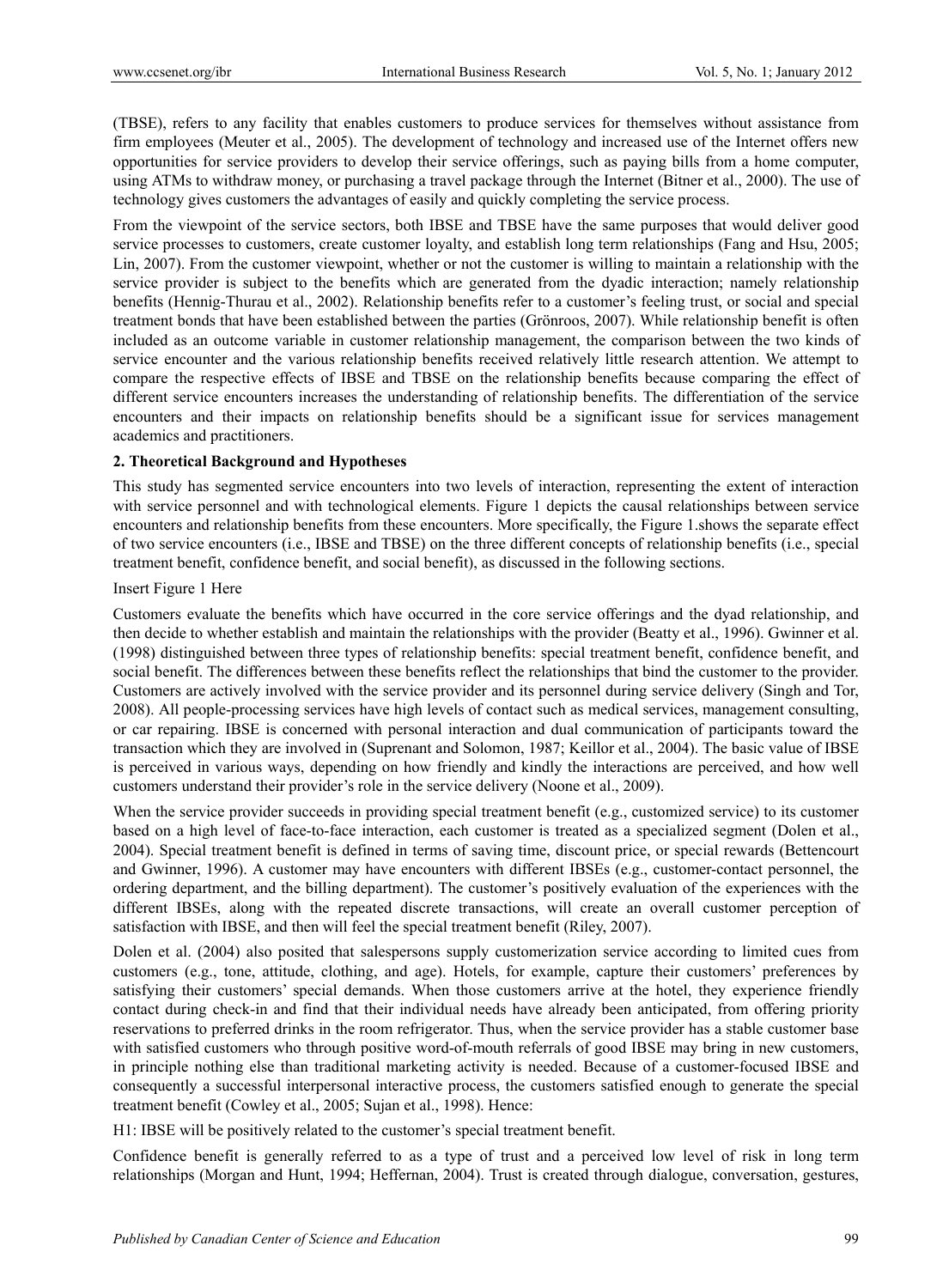(TBSE), refers to any facility that enables customers to produce services for themselves without assistance from firm employees (Meuter et al., 2005). The development of technology and increased use of the Internet offers new opportunities for service providers to develop their service offerings, such as paying bills from a home computer, using ATMs to withdraw money, or purchasing a travel package through the Internet (Bitner et al., 2000). The use of technology gives customers the advantages of easily and quickly completing the service process.

From the viewpoint of the service sectors, both IBSE and TBSE have the same purposes that would deliver good service processes to customers, create customer loyalty, and establish long term relationships (Fang and Hsu, 2005; Lin, 2007). From the customer viewpoint, whether or not the customer is willing to maintain a relationship with the service provider is subject to the benefits which are generated from the dyadic interaction; namely relationship benefits (Hennig-Thurau et al., 2002). Relationship benefits refer to a customer's feeling trust, or social and special treatment bonds that have been established between the parties (Grönroos, 2007). While relationship benefit is often included as an outcome variable in customer relationship management, the comparison between the two kinds of service encounter and the various relationship benefits received relatively little research attention. We attempt to compare the respective effects of IBSE and TBSE on the relationship benefits because comparing the effect of different service encounters increases the understanding of relationship benefits. The differentiation of the service encounters and their impacts on relationship benefits should be a significant issue for services management academics and practitioners.

## 2. Theoretical Background and Hypotheses

This study has segmented service encounters into two levels of interaction, representing the extent of interaction with service personnel and with technological elements. Figure 1 depicts the causal relationships between service encounters and relationship benefits from these encounters. More specifically, the Figure 1.shows the separate effect of two service encounters (i.e., IBSE and TBSE) on the three different concepts of relationship benefits (i.e., special treatment benefit, confidence benefit, and social benefit), as discussed in the following sections.

Insert Figure 1 Here

Customers evaluate the benefits which have occurred in the core service offerings and the dyad relationship, and then decide to whether establish and maintain the relationships with the provider (Beatty et al., 1996). Gwinner et al. (1998) distinguished between three types of relationship benefits: special treatment benefit, confidence benefit, and social benefit. The differences between these benefits reflect the relationships that bind the customer to the provider. Customers are actively involved with the service provider and its personnel during service delivery (Singh and Tor, 2008). All people-processing services have high levels of contact such as medical services, management consulting, or car repairing. IBSE is concerned with personal interaction and dual communication of participants toward the transaction which they are involved in (Suprenant and Solomon, 1987; Keillor et al., 2004). The basic value of IBSE is perceived in various ways, depending on how friendly and kindly the interactions are perceived, and how well customers understand their provider's role in the service delivery (Noone et al., 2009).

When the service provider succeeds in providing special treatment benefit (e.g., customized service) to its customer based on a high level of face-to-face interaction, each customer is treated as a specialized segment (Dolen et al., 2004). Special treatment benefit is defined in terms of saving time, discount price, or special rewards (Bettencourt and Gwinner, 1996). A customer may have encounters with different IBSEs (e.g., customer-contact personnel, the ordering department, and the billing department). The customer's positively evaluation of the experiences with the different IBSEs, along with the repeated discrete transactions, will create an overall customer perception of satisfaction with IBSE, and then will feel the special treatment benefit (Riley, 2007).

Dolen et al. (2004) also posited that salespersons supply customerization service according to limited cues from customers (e.g., tone, attitude, clothing, and age). Hotels, for example, capture their customers' preferences by satisfying their customers' special demands. When those customers arrive at the hotel, they experience friendly contact during check-in and find that their individual needs have already been anticipated, from offering priority reservations to preferred drinks in the room refrigerator. Thus, when the service provider has a stable customer base with satisfied customers who through positive word-of-mouth referrals of good IBSE may bring in new customers, in principle nothing else than traditional marketing activity is needed. Because of a customer-focused IBSE and consequently a successful interpersonal interactive process, the customers satisfied enough to generate the special treatment benefit (Cowley et al., 2005; Sujan et al., 1998). Hence:

H1: IBSE will be positively related to the customer's special treatment benefit.

Confidence benefit is generally referred to as a type of trust and a perceived low level of risk in long term relationships (Morgan and Hunt, 1994; Heffernan, 2004). Trust is created through dialogue, conversation, gestures,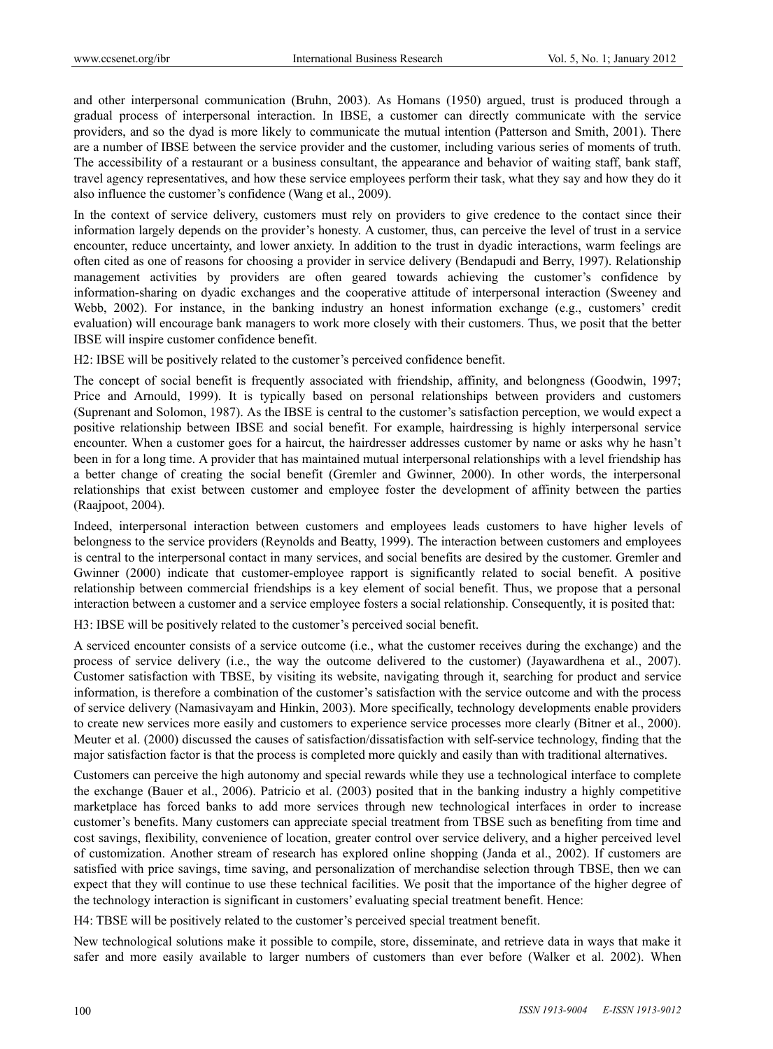and other interpersonal communication (Bruhn, 2003). As Homans (1950) argued, trust is produced through a gradual process of interpersonal interaction. In IBSE, a customer can directly communicate with the service providers, and so the dyad is more likely to communicate the mutual intention (Patterson and Smith, 2001). There are a number of IBSE between the service provider and the customer, including various series of moments of truth. The accessibility of a restaurant or a business consultant, the appearance and behavior of waiting staff, bank staff, travel agency representatives, and how these service employees perform their task, what they say and how they do it also influence the customer's confidence (Wang et al., 2009).

In the context of service delivery, customers must rely on providers to give credence to the contact since their information largely depends on the provider's honesty. A customer, thus, can perceive the level of trust in a service encounter, reduce uncertainty, and lower anxiety. In addition to the trust in dyadic interactions, warm feelings are often cited as one of reasons for choosing a provider in service delivery (Bendapudi and Berry, 1997). Relationship management activities by providers are often geared towards achieving the customer's confidence by information-sharing on dyadic exchanges and the cooperative attitude of interpersonal interaction (Sweeney and Webb, 2002). For instance, in the banking industry an honest information exchange (e.g., customers' credit evaluation) will encourage bank managers to work more closely with their customers. Thus, we posit that the better IBSE will inspire customer confidence benefit.

H2: IBSE will be positively related to the customer's perceived confidence benefit.

The concept of social benefit is frequently associated with friendship, affinity, and belongness (Goodwin, 1997; Price and Arnould, 1999). It is typically based on personal relationships between providers and customers (Suprenant and Solomon, 1987). As the IBSE is central to the customer's satisfaction perception, we would expect a positive relationship between IBSE and social benefit. For example, hairdressing is highly interpersonal service encounter. When a customer goes for a haircut, the hairdresser addresses customer by name or asks why he hasn't been in for a long time. A provider that has maintained mutual interpersonal relationships with a level friendship has a better change of creating the social benefit (Gremler and Gwinner, 2000). In other words, the interpersonal relationships that exist between customer and employee foster the development of affinity between the parties (Raajpoot, 2004).

Indeed, interpersonal interaction between customers and employees leads customers to have higher levels of belongness to the service providers (Reynolds and Beatty, 1999). The interaction between customers and employees is central to the interpersonal contact in many services, and social benefits are desired by the customer. Gremler and Gwinner (2000) indicate that customer-employee rapport is significantly related to social benefit. A positive relationship between commercial friendships is a key element of social benefit. Thus, we propose that a personal interaction between a customer and a service employee fosters a social relationship. Consequently, it is posited that:

H3: IBSE will be positively related to the customer's perceived social benefit.

A serviced encounter consists of a service outcome (i.e., what the customer receives during the exchange) and the process of service delivery (i.e., the way the outcome delivered to the customer) (Jayawardhena et al., 2007). Customer satisfaction with TBSE, by visiting its website, navigating through it, searching for product and service information, is therefore a combination of the customer's satisfaction with the service outcome and with the process of service delivery (Namasivayam and Hinkin, 2003). More specifically, technology developments enable providers to create new services more easily and customers to experience service processes more clearly (Bitner et al., 2000). Meuter et al. (2000) discussed the causes of satisfaction/dissatisfaction with self-service technology, finding that the major satisfaction factor is that the process is completed more quickly and easily than with traditional alternatives.

Customers can perceive the high autonomy and special rewards while they use a technological interface to complete the exchange (Bauer et al., 2006). Patricio et al. (2003) posited that in the banking industry a highly competitive marketplace has forced banks to add more services through new technological interfaces in order to increase customer's benefits. Many customers can appreciate special treatment from TBSE such as benefiting from time and cost savings, flexibility, convenience of location, greater control over service delivery, and a higher perceived level of customization. Another stream of research has explored online shopping (Janda et al., 2002). If customers are satisfied with price savings, time saving, and personalization of merchandise selection through TBSE, then we can expect that they will continue to use these technical facilities. We posit that the importance of the higher degree of the technology interaction is significant in customers' evaluating special treatment benefit. Hence:

H4: TBSE will be positively related to the customer's perceived special treatment benefit.

New technological solutions make it possible to compile, store, disseminate, and retrieve data in ways that make it safer and more easily available to larger numbers of customers than ever before (Walker et al. 2002). When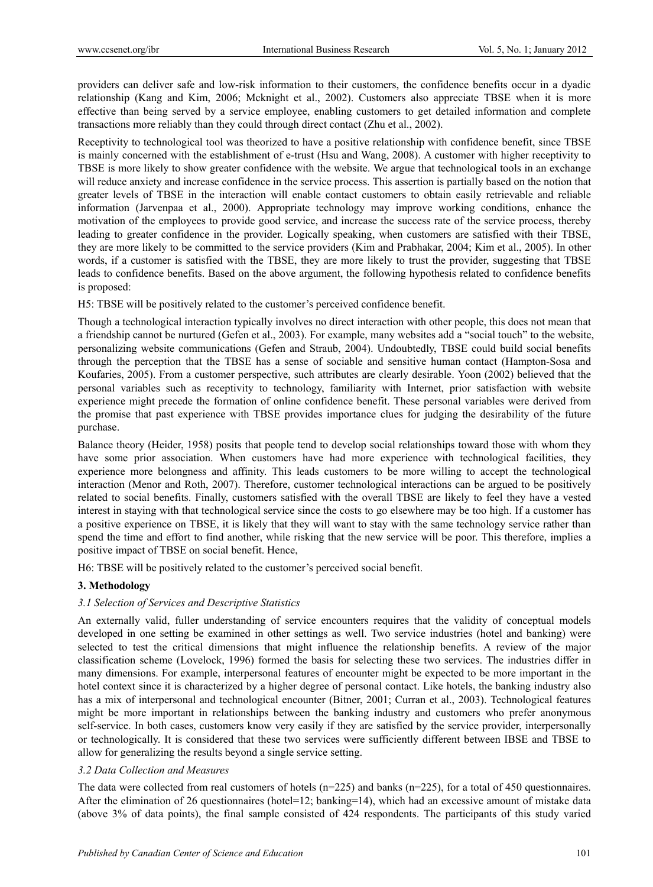providers can deliver safe and low-risk information to their customers, the confidence benefits occur in a dyadic relationship (Kang and Kim, 2006; Mcknight et al., 2002). Customers also appreciate TBSE when it is more effective than being served by a service employee, enabling customers to get detailed information and complete transactions more reliably than they could through direct contact (Zhu et al., 2002).

Receptivity to technological tool was theorized to have a positive relationship with confidence benefit, since TBSE is mainly concerned with the establishment of e-trust (Hsu and Wang, 2008). A customer with higher receptivity to TBSE is more likely to show greater confidence with the website. We argue that technological tools in an exchange will reduce anxiety and increase confidence in the service process. This assertion is partially based on the notion that greater levels of TBSE in the interaction will enable contact customers to obtain easily retrievable and reliable information (Jarvenpaa et al., 2000). Appropriate technology may improve working conditions, enhance the motivation of the employees to provide good service, and increase the success rate of the service process, thereby leading to greater confidence in the provider. Logically speaking, when customers are satisfied with their TBSE, they are more likely to be committed to the service providers (Kim and Prabhakar, 2004; Kim et al., 2005). In other words, if a customer is satisfied with the TBSE, they are more likely to trust the provider, suggesting that TBSE leads to confidence benefits. Based on the above argument, the following hypothesis related to confidence benefits is proposed:

H5: TBSE will be positively related to the customer's perceived confidence benefit.

Though a technological interaction typically involves no direct interaction with other people, this does not mean that a friendship cannot be nurtured (Gefen et al., 2003). For example, many websites add a "social touch" to the website, personalizing website communications (Gefen and Straub, 2004). Undoubtedly, TBSE could build social benefits through the perception that the TBSE has a sense of sociable and sensitive human contact (Hampton-Sosa and Koufaries, 2005). From a customer perspective, such attributes are clearly desirable. Yoon (2002) believed that the personal variables such as receptivity to technology, familiarity with Internet, prior satisfaction with website experience might precede the formation of online confidence benefit. These personal variables were derived from the promise that past experience with TBSE provides importance clues for judging the desirability of the future purchase.

Balance theory (Heider, 1958) posits that people tend to develop social relationships toward those with whom they have some prior association. When customers have had more experience with technological facilities, they experience more belongness and affinity. This leads customers to be more willing to accept the technological interaction (Menor and Roth, 2007). Therefore, customer technological interactions can be argued to be positively related to social benefits. Finally, customers satisfied with the overall TBSE are likely to feel they have a vested interest in staying with that technological service since the costs to go elsewhere may be too high. If a customer has a positive experience on TBSE, it is likely that they will want to stay with the same technology service rather than spend the time and effort to find another, while risking that the new service will be poor. This therefore, implies a positive impact of TBSE on social benefit. Hence,

H6: TBSE will be positively related to the customer's perceived social benefit.

## 3. Methodology

### *3.1 Selection of Services and Descriptive Statistics*

An externally valid, fuller understanding of service encounters requires that the validity of conceptual models developed in one setting be examined in other settings as well. Two service industries (hotel and banking) were selected to test the critical dimensions that might influence the relationship benefits. A review of the major classification scheme (Lovelock, 1996) formed the basis for selecting these two services. The industries differ in many dimensions. For example, interpersonal features of encounter might be expected to be more important in the hotel context since it is characterized by a higher degree of personal contact. Like hotels, the banking industry also has a mix of interpersonal and technological encounter (Bitner, 2001; Curran et al., 2003). Technological features might be more important in relationships between the banking industry and customers who prefer anonymous self-service. In both cases, customers know very easily if they are satisfied by the service provider, interpersonally or technologically. It is considered that these two services were sufficiently different between IBSE and TBSE to allow for generalizing the results beyond a single service setting.

### *3.2 Data Collection and Measures*

The data were collected from real customers of hotels (n=225) and banks (n=225), for a total of 450 questionnaires. After the elimination of 26 questionnaires (hotel=12; banking=14), which had an excessive amount of mistake data (above 3% of data points), the final sample consisted of 424 respondents. The participants of this study varied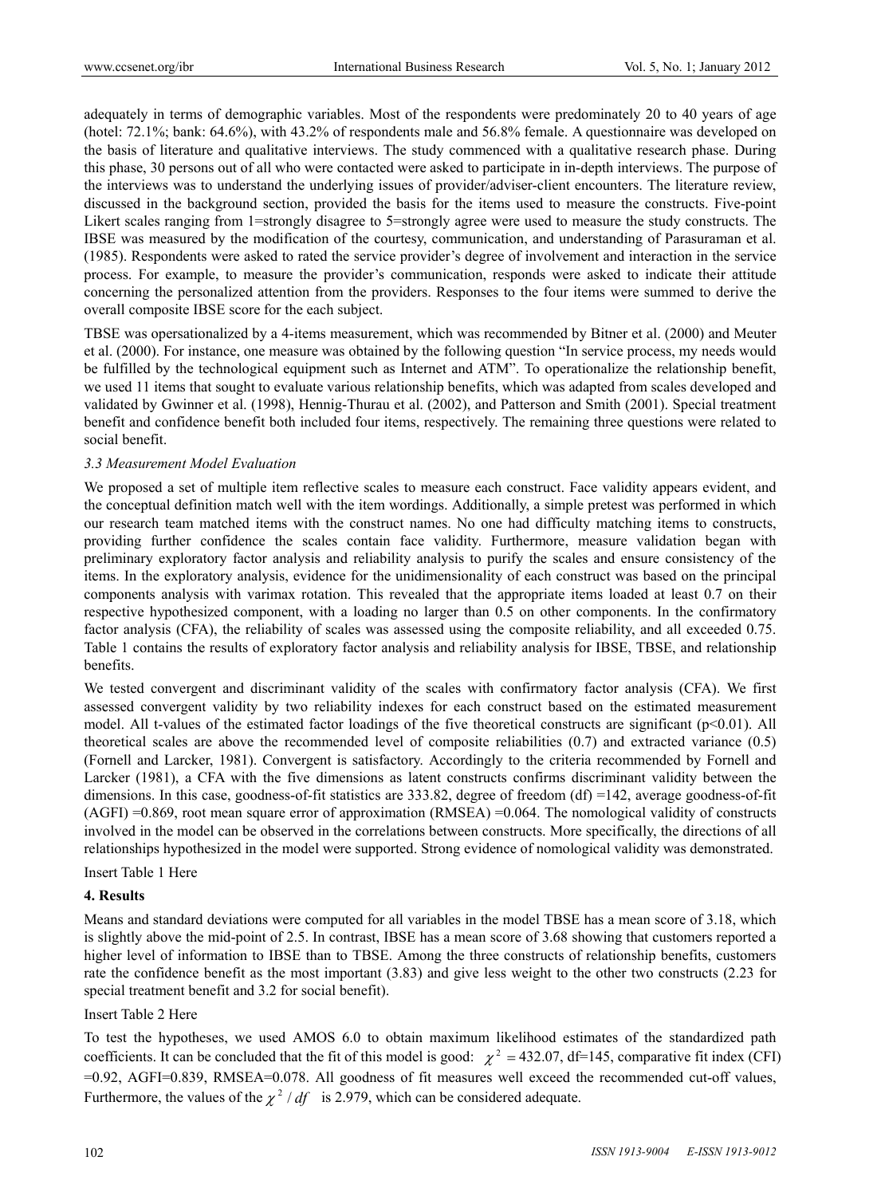adequately in terms of demographic variables. Most of the respondents were predominately 20 to 40 years of age (hotel: 72.1%; bank: 64.6%), with 43.2% of respondents male and 56.8% female. A questionnaire was developed on the basis of literature and qualitative interviews. The study commenced with a qualitative research phase. During this phase, 30 persons out of all who were contacted were asked to participate in in-depth interviews. The purpose of the interviews was to understand the underlying issues of provider/adviser-client encounters. The literature review, discussed in the background section, provided the basis for the items used to measure the constructs. Five-point Likert scales ranging from 1=strongly disagree to 5=strongly agree were used to measure the study constructs. The IBSE was measured by the modification of the courtesy, communication, and understanding of Parasuraman et al. (1985). Respondents were asked to rated the service provider's degree of involvement and interaction in the service process. For example, to measure the provider's communication, responds were asked to indicate their attitude concerning the personalized attention from the providers. Responses to the four items were summed to derive the overall composite IBSE score for the each subject.

TBSE was opersationalized by a 4-items measurement, which was recommended by Bitner et al. (2000) and Meuter et al. (2000). For instance, one measure was obtained by the following question "In service process, my needs would be fulfilled by the technological equipment such as Internet and ATM". To operationalize the relationship benefit, we used 11 items that sought to evaluate various relationship benefits, which was adapted from scales developed and validated by Gwinner et al. (1998), Hennig-Thurau et al. (2002), and Patterson and Smith (2001). Special treatment benefit and confidence benefit both included four items, respectively. The remaining three questions were related to social benefit.

### *3.3 Measurement Model Evaluation*

We proposed a set of multiple item reflective scales to measure each construct. Face validity appears evident, and the conceptual definition match well with the item wordings. Additionally, a simple pretest was performed in which our research team matched items with the construct names. No one had difficulty matching items to constructs, providing further confidence the scales contain face validity. Furthermore, measure validation began with preliminary exploratory factor analysis and reliability analysis to purify the scales and ensure consistency of the items. In the exploratory analysis, evidence for the unidimensionality of each construct was based on the principal components analysis with varimax rotation. This revealed that the appropriate items loaded at least 0.7 on their respective hypothesized component, with a loading no larger than 0.5 on other components. In the confirmatory factor analysis (CFA), the reliability of scales was assessed using the composite reliability, and all exceeded 0.75. Table 1 contains the results of exploratory factor analysis and reliability analysis for IBSE, TBSE, and relationship benefits.

We tested convergent and discriminant validity of the scales with confirmatory factor analysis (CFA). We first assessed convergent validity by two reliability indexes for each construct based on the estimated measurement model. All t-values of the estimated factor loadings of the five theoretical constructs are significant ($p<0.01$). All theoretical scales are above the recommended level of composite reliabilities (0.7) and extracted variance (0.5) (Fornell and Larcker, 1981). Convergent is satisfactory. Accordingly to the criteria recommended by Fornell and Larcker (1981), a CFA with the five dimensions as latent constructs confirms discriminant validity between the dimensions. In this case, goodness-of-fit statistics are 333.82, degree of freedom (df) =142, average goodness-of-fit (AGFI) =0.869, root mean square error of approximation (RMSEA) =0.064. The nomological validity of constructs involved in the model can be observed in the correlations between constructs. More specifically, the directions of all relationships hypothesized in the model were supported. Strong evidence of nomological validity was demonstrated.

Insert Table 1 Here

## 4. Results

Means and standard deviations were computed for all variables in the model TBSE has a mean score of 3.18, which is slightly above the mid-point of 2.5. In contrast, IBSE has a mean score of 3.68 showing that customers reported a higher level of information to IBSE than to TBSE. Among the three constructs of relationship benefits, customers rate the confidence benefit as the most important (3.83) and give less weight to the other two constructs (2.23 for special treatment benefit and 3.2 for social benefit).

Insert Table 2 Here

To test the hypotheses, we used AMOS 6.0 to obtain maximum likelihood estimates of the standardized path coefficients. It can be concluded that the fit of this model is good: $\chi^2 = 432.07$, df=145, comparative fit index (CFI) =0.92, AGFI=0.839, RMSEA=0.078. All goodness of fit measures well exceed the recommended cut-off values, Furthermore, the values of the $\chi^2 / df$ is 2.979, which can be considered adequate.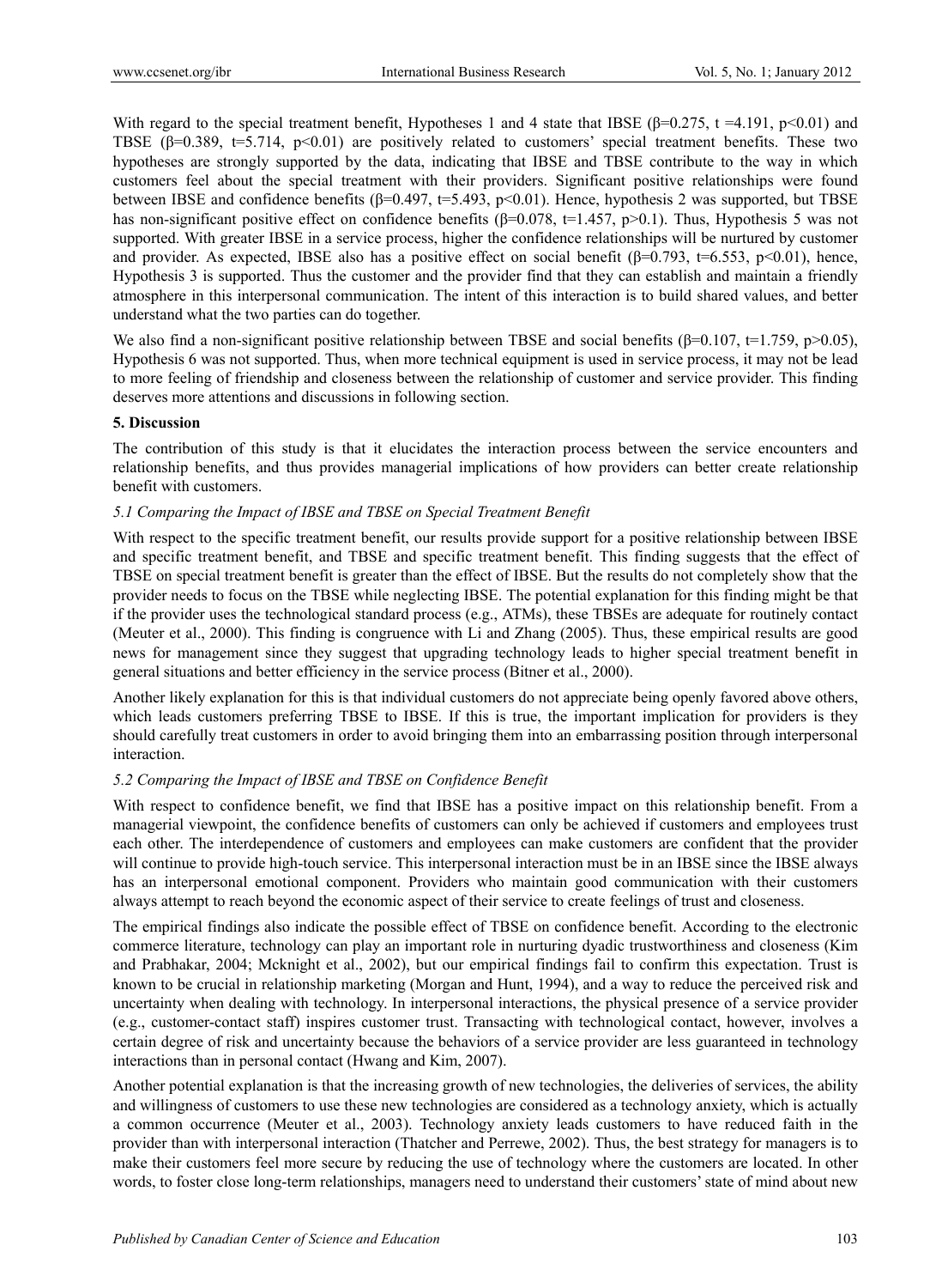With regard to the special treatment benefit, Hypotheses 1 and 4 state that IBSE ($\beta$=0.275, t =4.191, p<0.01) and TBSE ($\beta$=0.389, t=5.714, p<0.01) are positively related to customers' special treatment benefits. These two hypotheses are strongly supported by the data, indicating that IBSE and TBSE contribute to the way in which customers feel about the special treatment with their providers. Significant positive relationships were found between IBSE and confidence benefits ($\beta$=0.497, t=5.493, p<0.01). Hence, hypothesis 2 was supported, but TBSE has non-significant positive effect on confidence benefits ($\beta$=0.078, t=1.457, p>0.1). Thus, Hypothesis 5 was not supported. With greater IBSE in a service process, higher the confidence relationships will be nurtured by customer and provider. As expected, IBSE also has a positive effect on social benefit ($\beta$=0.793, t=6.553, p<0.01), hence, Hypothesis 3 is supported. Thus the customer and the provider find that they can establish and maintain a friendly atmosphere in this interpersonal communication. The intent of this interaction is to build shared values, and better understand what the two parties can do together.

We also find a non-significant positive relationship between TBSE and social benefits ($\beta$=0.107, t=1.759, p>0.05), Hypothesis 6 was not supported. Thus, when more technical equipment is used in service process, it may not be lead to more feeling of friendship and closeness between the relationship of customer and service provider. This finding deserves more attentions and discussions in following section.

## 5. Discussion

The contribution of this study is that it elucidates the interaction process between the service encounters and relationship benefits, and thus provides managerial implications of how providers can better create relationship benefit with customers.

### *5.1 Comparing the Impact of IBSE and TBSE on Special Treatment Benefit*

With respect to the specific treatment benefit, our results provide support for a positive relationship between IBSE and specific treatment benefit, and TBSE and specific treatment benefit. This finding suggests that the effect of TBSE on special treatment benefit is greater than the effect of IBSE. But the results do not completely show that the provider needs to focus on the TBSE while neglecting IBSE. The potential explanation for this finding might be that if the provider uses the technological standard process (e.g., ATMs), these TBSEs are adequate for routinely contact (Meuter et al., 2000). This finding is congruence with Li and Zhang (2005). Thus, these empirical results are good news for management since they suggest that upgrading technology leads to higher special treatment benefit in general situations and better efficiency in the service process (Bitner et al., 2000).

Another likely explanation for this is that individual customers do not appreciate being openly favored above others, which leads customers preferring TBSE to IBSE. If this is true, the important implication for providers is they should carefully treat customers in order to avoid bringing them into an embarrassing position through interpersonal interaction.

### *5.2 Comparing the Impact of IBSE and TBSE on Confidence Benefit*

With respect to confidence benefit, we find that IBSE has a positive impact on this relationship benefit. From a managerial viewpoint, the confidence benefits of customers can only be achieved if customers and employees trust each other. The interdependence of customers and employees can make customers are confident that the provider will continue to provide high-touch service. This interpersonal interaction must be in an IBSE since the IBSE always has an interpersonal emotional component. Providers who maintain good communication with their customers always attempt to reach beyond the economic aspect of their service to create feelings of trust and closeness.

The empirical findings also indicate the possible effect of TBSE on confidence benefit. According to the electronic commerce literature, technology can play an important role in nurturing dyadic trustworthiness and closeness (Kim and Prabhakar, 2004; Mcknight et al., 2002), but our empirical findings fail to confirm this expectation. Trust is known to be crucial in relationship marketing (Morgan and Hunt, 1994), and a way to reduce the perceived risk and uncertainty when dealing with technology. In interpersonal interactions, the physical presence of a service provider (e.g., customer-contact staff) inspires customer trust. Transacting with technological contact, however, involves a certain degree of risk and uncertainty because the behaviors of a service provider are less guaranteed in technology interactions than in personal contact (Hwang and Kim, 2007).

Another potential explanation is that the increasing growth of new technologies, the deliveries of services, the ability and willingness of customers to use these new technologies are considered as a technology anxiety, which is actually a common occurrence (Meuter et al., 2003). Technology anxiety leads customers to have reduced faith in the provider than with interpersonal interaction (Thatcher and Perrewe, 2002). Thus, the best strategy for managers is to make their customers feel more secure by reducing the use of technology where the customers are located. In other words, to foster close long-term relationships, managers need to understand their customers' state of mind about new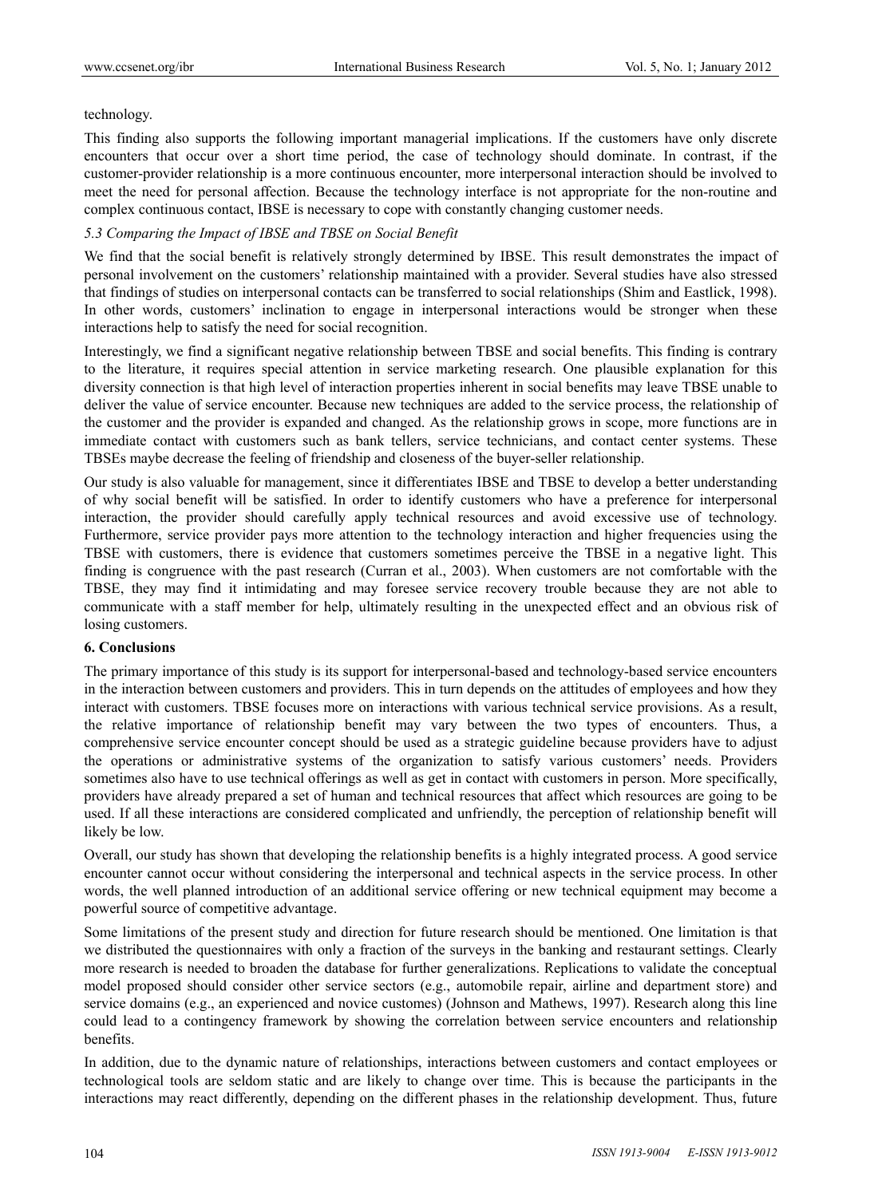technology.

This finding also supports the following important managerial implications. If the customers have only discrete encounters that occur over a short time period, the case of technology should dominate. In contrast, if the customer-provider relationship is a more continuous encounter, more interpersonal interaction should be involved to meet the need for personal affection. Because the technology interface is not appropriate for the non-routine and complex continuous contact, IBSE is necessary to cope with constantly changing customer needs.

### *5.3 Comparing the Impact of IBSE and TBSE on Social Benefit*

We find that the social benefit is relatively strongly determined by IBSE. This result demonstrates the impact of personal involvement on the customers' relationship maintained with a provider. Several studies have also stressed that findings of studies on interpersonal contacts can be transferred to social relationships (Shim and Eastlick, 1998). In other words, customers' inclination to engage in interpersonal interactions would be stronger when these interactions help to satisfy the need for social recognition.

Interestingly, we find a significant negative relationship between TBSE and social benefits. This finding is contrary to the literature, it requires special attention in service marketing research. One plausible explanation for this diversity connection is that high level of interaction properties inherent in social benefits may leave TBSE unable to deliver the value of service encounter. Because new techniques are added to the service process, the relationship of the customer and the provider is expanded and changed. As the relationship grows in scope, more functions are in immediate contact with customers such as bank tellers, service technicians, and contact center systems. These TBSEs maybe decrease the feeling of friendship and closeness of the buyer-seller relationship.

Our study is also valuable for management, since it differentiates IBSE and TBSE to develop a better understanding of why social benefit will be satisfied. In order to identify customers who have a preference for interpersonal interaction, the provider should carefully apply technical resources and avoid excessive use of technology. Furthermore, service provider pays more attention to the technology interaction and higher frequencies using the TBSE with customers, there is evidence that customers sometimes perceive the TBSE in a negative light. This finding is congruence with the past research (Curran et al., 2003). When customers are not comfortable with the TBSE, they may find it intimidating and may foresee service recovery trouble because they are not able to communicate with a staff member for help, ultimately resulting in the unexpected effect and an obvious risk of losing customers.

## **6. Conclusions**

The primary importance of this study is its support for interpersonal-based and technology-based service encounters in the interaction between customers and providers. This in turn depends on the attitudes of employees and how they interact with customers. TBSE focuses more on interactions with various technical service provisions. As a result, the relative importance of relationship benefit may vary between the two types of encounters. Thus, a comprehensive service encounter concept should be used as a strategic guideline because providers have to adjust the operations or administrative systems of the organization to satisfy various customers' needs. Providers sometimes also have to use technical offerings as well as get in contact with customers in person. More specifically, providers have already prepared a set of human and technical resources that affect which resources are going to be used. If all these interactions are considered complicated and unfriendly, the perception of relationship benefit will likely be low.

Overall, our study has shown that developing the relationship benefits is a highly integrated process. A good service encounter cannot occur without considering the interpersonal and technical aspects in the service process. In other words, the well planned introduction of an additional service offering or new technical equipment may become a powerful source of competitive advantage.

Some limitations of the present study and direction for future research should be mentioned. One limitation is that we distributed the questionnaires with only a fraction of the surveys in the banking and restaurant settings. Clearly more research is needed to broaden the database for further generalizations. Replications to validate the conceptual model proposed should consider other service sectors (e.g., automobile repair, airline and department store) and service domains (e.g., an experienced and novice customes) (Johnson and Mathews, 1997). Research along this line could lead to a contingency framework by showing the correlation between service encounters and relationship benefits.

In addition, due to the dynamic nature of relationships, interactions between customers and contact employees or technological tools are seldom static and are likely to change over time. This is because the participants in the interactions may react differently, depending on the different phases in the relationship development. Thus, future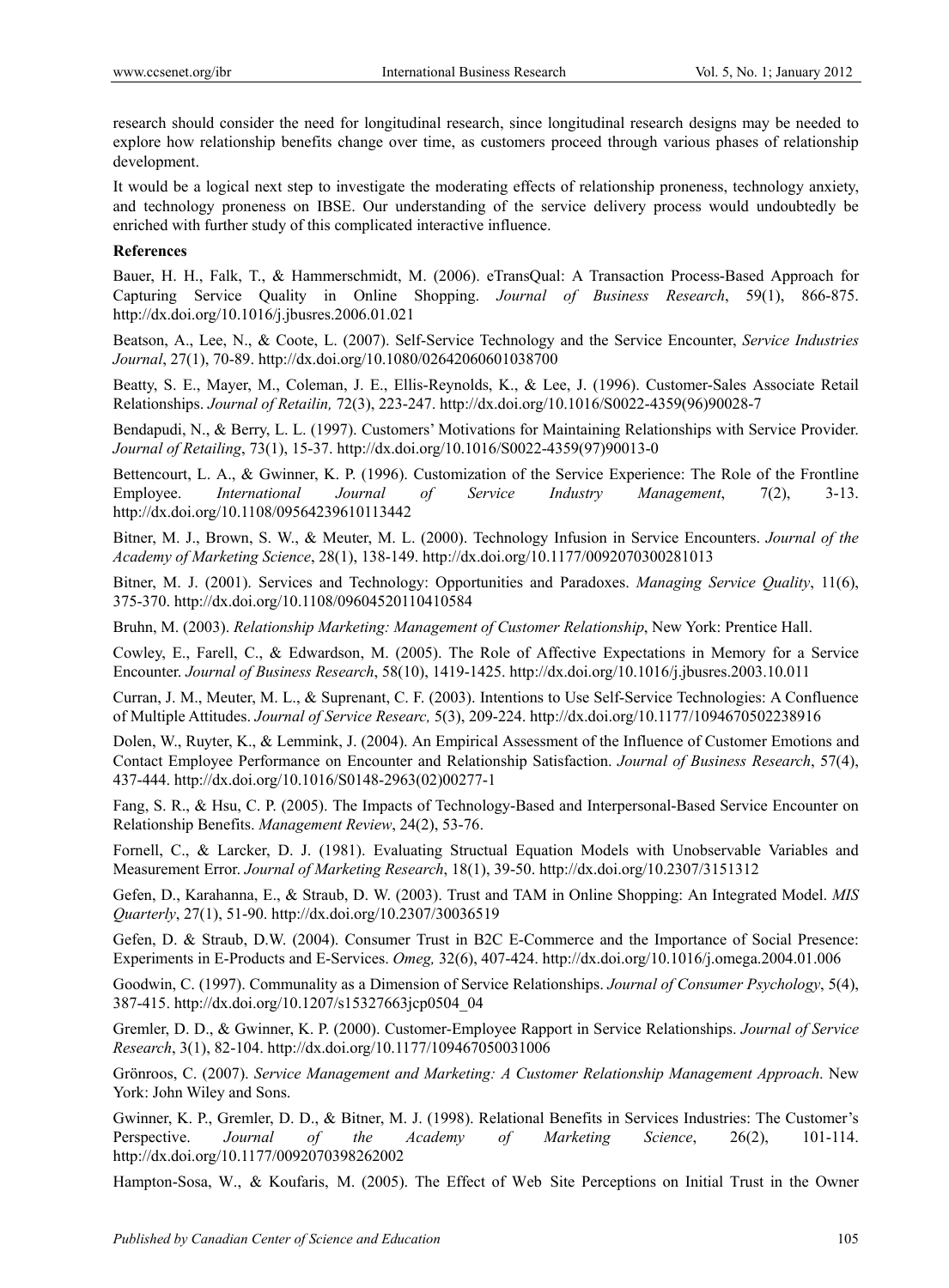research should consider the need for longitudinal research, since longitudinal research designs may be needed to explore how relationship benefits change over time, as customers proceed through various phases of relationship development.

It would be a logical next step to investigate the moderating effects of relationship proneness, technology anxiety, and technology proneness on IBSE. Our understanding of the service delivery process would undoubtedly be enriched with further study of this complicated interactive influence.

**References**

Bauer, H. H., Falk, T., & Hammerschmidt, M. (2006). eTransQual: A Transaction Process-Based Approach for Capturing Service Quality in Online Shopping. *Journal of Business Research*, 59(1), 866-875. http://dx.doi.org/10.1016/j.jbusres.2006.01.021

Beatson, A., Lee, N., & Coote, L. (2007). Self-Service Technology and the Service Encounter, *Service Industries Journal*, 27(1), 70-89. http://dx.doi.org/10.1080/02642060601038700

Beatty, S. E., Mayer, M., Coleman, J. E., Ellis-Reynolds, K., & Lee, J. (1996). Customer-Sales Associate Retail Relationships. *Journal of Retailin,* 72(3), 223-247. http://dx.doi.org/10.1016/S0022-4359(96)90028-7

Bendapudi, N., & Berry, L. L. (1997). Customers' Motivations for Maintaining Relationships with Service Provider. *Journal of Retailing*, 73(1), 15-37. http://dx.doi.org/10.1016/S0022-4359(97)90013-0

Bettencourt, L. A., & Gwinner, K. P. (1996). Customization of the Service Experience: The Role of the Frontline Employee. *International Journal of Service Industry Management*, 7(2), 3-13. http://dx.doi.org/10.1108/09564239610113442

Bitner, M. J., Brown, S. W., & Meuter, M. L. (2000). Technology Infusion in Service Encounters. *Journal of the Academy of Marketing Science*, 28(1), 138-149. http://dx.doi.org/10.1177/0092070300281013

Bitner, M. J. (2001). Services and Technology: Opportunities and Paradoxes. *Managing Service Quality*, 11(6), 375-370. http://dx.doi.org/10.1108/09604520110410584

Bruhn, M. (2003). *Relationship Marketing: Management of Customer Relationship*, New York: Prentice Hall.

Cowley, E., Farell, C., & Edwardson, M. (2005). The Role of Affective Expectations in Memory for a Service Encounter. *Journal of Business Research*, 58(10), 1419-1425. http://dx.doi.org/10.1016/j.jbusres.2003.10.011

Curran, J. M., Meuter, M. L., & Suprenant, C. F. (2003). Intentions to Use Self-Service Technologies: A Confluence of Multiple Attitudes. *Journal of Service Researc,* 5(3), 209-224. http://dx.doi.org/10.1177/1094670502238916

Dolen, W., Ruyter, K., & Lemmink, J. (2004). An Empirical Assessment of the Influence of Customer Emotions and Contact Employee Performance on Encounter and Relationship Satisfaction. *Journal of Business Research*, 57(4), 437-444. http://dx.doi.org/10.1016/S0148-2963(02)00277-1

Fang, S. R., & Hsu, C. P. (2005). The Impacts of Technology-Based and Interpersonal-Based Service Encounter on Relationship Benefits. *Management Review*, 24(2), 53-76.

Fornell, C., & Larcker, D. J. (1981). Evaluating Structual Equation Models with Unobservable Variables and Measurement Error. *Journal of Marketing Research*, 18(1), 39-50. http://dx.doi.org/10.2307/3151312

Gefen, D., Karahanna, E., & Straub, D. W. (2003). Trust and TAM in Online Shopping: An Integrated Model. *MIS Quarterly*, 27(1), 51-90. http://dx.doi.org/10.2307/30036519

Gefen, D. & Straub, D.W. (2004). Consumer Trust in B2C E-Commerce and the Importance of Social Presence: Experiments in E-Products and E-Services. *Omeg,* 32(6), 407-424. http://dx.doi.org/10.1016/j.omega.2004.01.006

Goodwin, C. (1997). Communality as a Dimension of Service Relationships. *Journal of Consumer Psychology*, 5(4), 387-415. http://dx.doi.org/10.1207/s15327663jcp0504_04

Gremler, D. D., & Gwinner, K. P. (2000). Customer-Employee Rapport in Service Relationships. *Journal of Service Research*, 3(1), 82-104. http://dx.doi.org/10.1177/109467050031006

Grönroos, C. (2007). *Service Management and Marketing: A Customer Relationship Management Approach*. New York: John Wiley and Sons.

Gwinner, K. P., Gremler, D. D., & Bitner, M. J. (1998). Relational Benefits in Services Industries: The Customer's Perspective. *Journal of the Academy of Marketing Science*, 26(2), 101-114. http://dx.doi.org/10.1177/0092070398262002

Hampton-Sosa, W., & Koufaris, M. (2005). The Effect of Web Site Perceptions on Initial Trust in the Owner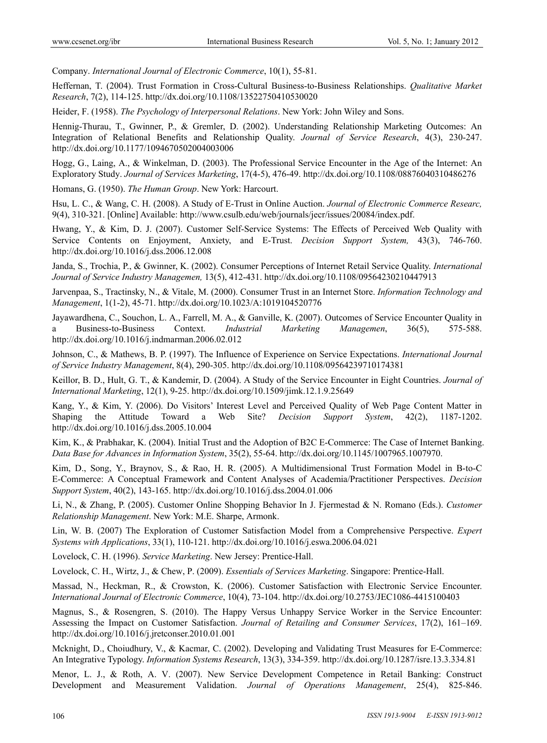Company. *International Journal of Electronic Commerce*, 10(1), 55-81.

Heffernan, T. (2004). Trust Formation in Cross-Cultural Business-to-Business Relationships. *Qualitative Market Research*, 7(2), 114-125. http://dx.doi.org/10.1108/13522750410530020

Heider, F. (1958). *The Psychology of Interpersonal Relations*. New York: John Wiley and Sons.

Hennig-Thurau, T., Gwinner, P., & Gremler, D. (2002). Understanding Relationship Marketing Outcomes: An Integration of Relational Benefits and Relationship Quality. *Journal of Service Research*, 4(3), 230-247. http://dx.doi.org/10.1177/1094670502004003006

Hogg, G., Laing, A., & Winkelman, D. (2003). The Professional Service Encounter in the Age of the Internet: An Exploratory Study. *Journal of Services Marketing*, 17(4-5), 476-49. http://dx.doi.org/10.1108/08876040310486276

Homans, G. (1950). *The Human Group*. New York: Harcourt.

Hsu, L. C., & Wang, C. H. (2008). A Study of E-Trust in Online Auction. *Journal of Electronic Commerce Researc,* 9(4), 310-321. [Online] Available: http://www.csulb.edu/web/journals/jecr/issues/20084/index.pdf.

Hwang, Y., & Kim, D. J. (2007). Customer Self-Service Systems: The Effects of Perceived Web Quality with Service Contents on Enjoyment, Anxiety, and E-Trust. *Decision Support System,* 43(3), 746-760. http://dx.doi.org/10.1016/j.dss.2006.12.008

Janda, S., Trochia, P., & Gwinner, K. (2002). Consumer Perceptions of Internet Retail Service Quality. *International Journal of Service Industry Managemen,* 13(5), 412-431. http://dx.doi.org/10.1108/09564230210447913

Jarvenpaa, S., Tractinsky, N., & Vitale, M. (2000). Consumer Trust in an Internet Store. *Information Technology and Management*, 1(1-2), 45-71. http://dx.doi.org/10.1023/A:1019104520776

Jayawardhena, C., Souchon, L. A., Farrell, M. A., & Ganville, K. (2007). Outcomes of Service Encounter Quality in a Business-to-Business Context. *Industrial Marketing Managemen*, 36(5), 575-588. http://dx.doi.org/10.1016/j.indmarman.2006.02.012

Johnson, C., & Mathews, B. P. (1997). The Influence of Experience on Service Expectations. *International Journal of Service Industry Management*, 8(4), 290-305. http://dx.doi.org/10.1108/09564239710174381

Keillor, B. D., Hult, G. T., & Kandemir, D. (2004). A Study of the Service Encounter in Eight Countries. *Journal of International Marketing*, 12(1), 9-25. http://dx.doi.org/10.1509/jimk.12.1.9.25649

Kang, Y., & Kim, Y. (2006). Do Visitors' Interest Level and Perceived Quality of Web Page Content Matter in Shaping the Attitude Toward a Web Site? *Decision Support System*, 42(2), 1187-1202. http://dx.doi.org/10.1016/j.dss.2005.10.004

Kim, K., & Prabhakar, K. (2004). Initial Trust and the Adoption of B2C E-Commerce: The Case of Internet Banking. *Data Base for Advances in Information System*, 35(2), 55-64. http://dx.doi.org/10.1145/1007965.1007970.

Kim, D., Song, Y., Braynov, S., & Rao, H. R. (2005). A Multidimensional Trust Formation Model in B-to-C E-Commerce: A Conceptual Framework and Content Analyses of Academia/Practitioner Perspectives. *Decision Support System*, 40(2), 143-165. http://dx.doi.org/10.1016/j.dss.2004.01.006

Li, N., & Zhang, P. (2005). Customer Online Shopping Behavior In J. Fjermestad & N. Romano (Eds.). *Customer Relationship Management*. New York: M.E. Sharpe, Armonk.

Lin, W. B. (2007) The Exploration of Customer Satisfaction Model from a Comprehensive Perspective. *Expert Systems with Applications*, 33(1), 110-121. http://dx.doi.org/10.1016/j.eswa.2006.04.021

Lovelock, C. H. (1996). *Service Marketing*. New Jersey: Prentice-Hall.

Lovelock, C. H., Wirtz, J., & Chew, P. (2009). *Essentials of Services Marketing*. Singapore: Prentice-Hall.

Massad, N., Heckman, R., & Crowston, K. (2006). Customer Satisfaction with Electronic Service Encounter. *International Journal of Electronic Commerce*, 10(4), 73-104. http://dx.doi.org/10.2753/JEC1086-4415100403

Magnus, S., & Rosengren, S. (2010). The Happy Versus Unhappy Service Worker in the Service Encounter: Assessing the Impact on Customer Satisfaction. *Journal of Retailing and Consumer Services*, 17(2), 161–169. http://dx.doi.org/10.1016/j.jretconser.2010.01.001

Mcknight, D., Choiudhury, V., & Kacmar, C. (2002). Developing and Validating Trust Measures for E-Commerce: An Integrative Typology. *Information Systems Research*, 13(3), 334-359. http://dx.doi.org/10.1287/isre.13.3.334.81

Menor, L. J., & Roth, A. V. (2007). New Service Development Competence in Retail Banking: Construct Development and Measurement Validation. *Journal of Operations Management*, 25(4), 825-846.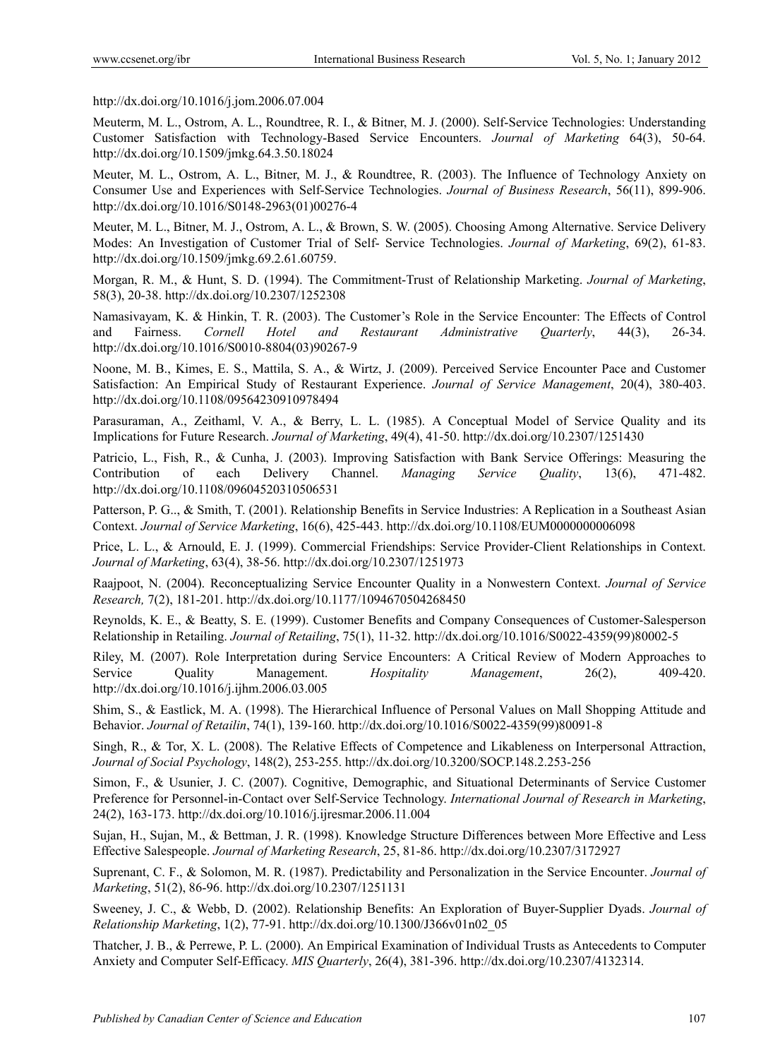http://dx.doi.org/10.1016/j.jom.2006.07.004

Meuterm, M. L., Ostrom, A. L., Roundtree, R. I., & Bitner, M. J. (2000). Self-Service Technologies: Understanding Customer Satisfaction with Technology-Based Service Encounters. *Journal of Marketing* 64(3), 50-64. http://dx.doi.org/10.1509/jmkg.64.3.50.18024

Meuter, M. L., Ostrom, A. L., Bitner, M. J., & Roundtree, R. (2003). The Influence of Technology Anxiety on Consumer Use and Experiences with Self-Service Technologies. *Journal of Business Research*, 56(11), 899-906. http://dx.doi.org/10.1016/S0148-2963(01)00276-4

Meuter, M. L., Bitner, M. J., Ostrom, A. L., & Brown, S. W. (2005). Choosing Among Alternative. Service Delivery Modes: An Investigation of Customer Trial of Self- Service Technologies. *Journal of Marketing*, 69(2), 61-83. http://dx.doi.org/10.1509/jmkg.69.2.61.60759.

Morgan, R. M., & Hunt, S. D. (1994). The Commitment-Trust of Relationship Marketing. *Journal of Marketing*, 58(3), 20-38. http://dx.doi.org/10.2307/1252308

Namasivayam, K. & Hinkin, T. R. (2003). The Customer's Role in the Service Encounter: The Effects of Control and Fairness. *Cornell Hotel and Restaurant Administrative Quarterly*, 44(3), 26-34. http://dx.doi.org/10.1016/S0010-8804(03)90267-9

Noone, M. B., Kimes, E. S., Mattila, S. A., & Wirtz, J. (2009). Perceived Service Encounter Pace and Customer Satisfaction: An Empirical Study of Restaurant Experience. *Journal of Service Management*, 20(4), 380-403. http://dx.doi.org/10.1108/09564230910978494

Parasuraman, A., Zeithaml, V. A., & Berry, L. L. (1985). A Conceptual Model of Service Quality and its Implications for Future Research. *Journal of Marketing*, 49(4), 41-50. http://dx.doi.org/10.2307/1251430

Patricio, L., Fish, R., & Cunha, J. (2003). Improving Satisfaction with Bank Service Offerings: Measuring the Contribution of each Delivery Channel. *Managing Service Quality*, 13(6), 471-482. http://dx.doi.org/10.1108/09604520310506531

Patterson, P. G.., & Smith, T. (2001). Relationship Benefits in Service Industries: A Replication in a Southeast Asian Context. *Journal of Service Marketing*, 16(6), 425-443. http://dx.doi.org/10.1108/EUM0000000006098

Price, L. L., & Arnould, E. J. (1999). Commercial Friendships: Service Provider-Client Relationships in Context. *Journal of Marketing*, 63(4), 38-56. http://dx.doi.org/10.2307/1251973

Raajpoot, N. (2004). Reconceptualizing Service Encounter Quality in a Nonwestern Context. *Journal of Service Research,* 7(2), 181-201. http://dx.doi.org/10.1177/1094670504268450

Reynolds, K. E., & Beatty, S. E. (1999). Customer Benefits and Company Consequences of Customer-Salesperson Relationship in Retailing. *Journal of Retailing*, 75(1), 11-32. http://dx.doi.org/10.1016/S0022-4359(99)80002-5

Riley, M. (2007). Role Interpretation during Service Encounters: A Critical Review of Modern Approaches to Service Quality Management. *Hospitality Management*, 26(2), 409-420. http://dx.doi.org/10.1016/j.ijhm.2006.03.005

Shim, S., & Eastlick, M. A. (1998). The Hierarchical Influence of Personal Values on Mall Shopping Attitude and Behavior. *Journal of Retailin*, 74(1), 139-160. http://dx.doi.org/10.1016/S0022-4359(99)80091-8

Singh, R., & Tor, X. L. (2008). The Relative Effects of Competence and Likableness on Interpersonal Attraction, *Journal of Social Psychology*, 148(2), 253-255. http://dx.doi.org/10.3200/SOCP.148.2.253-256

Simon, F., & Usunier, J. C. (2007). Cognitive, Demographic, and Situational Determinants of Service Customer Preference for Personnel-in-Contact over Self-Service Technology. *International Journal of Research in Marketing*, 24(2), 163-173. http://dx.doi.org/10.1016/j.ijresmar.2006.11.004

Sujan, H., Sujan, M., & Bettman, J. R. (1998). Knowledge Structure Differences between More Effective and Less Effective Salespeople. *Journal of Marketing Research*, 25, 81-86. http://dx.doi.org/10.2307/3172927

Suprenant, C. F., & Solomon, M. R. (1987). Predictability and Personalization in the Service Encounter. *Journal of Marketing*, 51(2), 86-96. http://dx.doi.org/10.2307/1251131

Sweeney, J. C., & Webb, D. (2002). Relationship Benefits: An Exploration of Buyer-Supplier Dyads. *Journal of Relationship Marketing*, 1(2), 77-91. http://dx.doi.org/10.1300/J366v01n02_05

Thatcher, J. B., & Perrewe, P. L. (2000). An Empirical Examination of Individual Trusts as Antecedents to Computer Anxiety and Computer Self-Efficacy. *MIS Quarterly*, 26(4), 381-396. http://dx.doi.org/10.2307/4132314.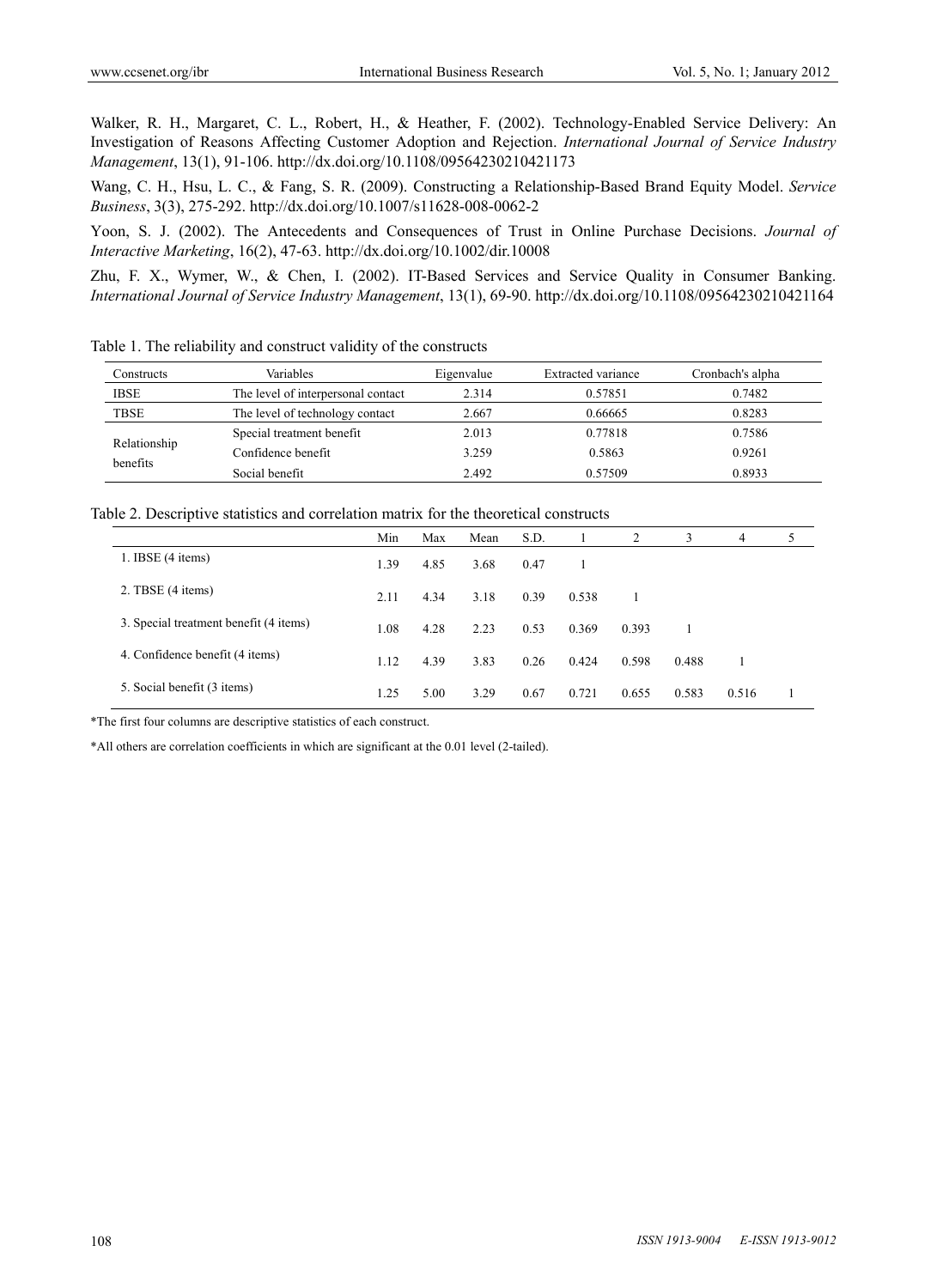Walker, R. H., Margaret, C. L., Robert, H., & Heather, F. (2002). Technology-Enabled Service Delivery: An Investigation of Reasons Affecting Customer Adoption and Rejection. *International Journal of Service Industry Management*, 13(1), 91-106. http://dx.doi.org/10.1108/09564230210421173

Wang, C. H., Hsu, L. C., & Fang, S. R. (2009). Constructing a Relationship-Based Brand Equity Model. *Service Business*, 3(3), 275-292. http://dx.doi.org/10.1007/s11628-008-0062-2

Yoon, S. J. (2002). The Antecedents and Consequences of Trust in Online Purchase Decisions. *Journal of Interactive Marketing*, 16(2), 47-63. http://dx.doi.org/10.1002/dir.10008

Zhu, F. X., Wymer, W., & Chen, I. (2002). IT-Based Services and Service Quality in Consumer Banking. *International Journal of Service Industry Management*, 13(1), 69-90. http://dx.doi.org/10.1108/09564230210421164

Table 1. The reliability and construct validity of the constructs

| Constructs | Variables | Eigenvalue | Extracted variance | Cronbach's alpha |
|---|---|---|---|---|
| IBSE | The level of interpersonal contact | 2.314 | 0.57851 | 0.7482 |
| TBSE | The level of technology contact | 2.667 | 0.66665 | 0.8283 |
| Relationship benefits | Special treatment benefit | 2.013 | 0.77818 | 0.7586 |
| | Confidence benefit | 3.259 | 0.5863 | 0.9261 |
| | Social benefit | 2.492 | 0.57509 | 0.8933 |

Table 2. Descriptive statistics and correlation matrix for the theoretical constructs

| | Min | Max | Mean | S.D. | 1 | 2 | 3 | 4 | 5 |
|---|---|---|---|---|---|---|---|---|---|
| 1. IBSE (4 items) | 1.39 | 4.85 | 3.68 | 0.47 | 1 | | | | |
| 2. TBSE (4 items) | 2.11 | 4.34 | 3.18 | 0.39 | 0.538 | 1 | | | |
| 3. Special treatment benefit (4 items) | 1.08 | 4.28 | 2.23 | 0.53 | 0.369 | 0.393 | 1 | | |
| 4. Confidence benefit (4 items) | 1.12 | 4.39 | 3.83 | 0.26 | 0.424 | 0.598 | 0.488 | 1 | |
| 5. Social benefit (3 items) | 1.25 | 5.00 | 3.29 | 0.67 | 0.721 | 0.655 | 0.583 | 0.516 | 1 |

*The first four columns are descriptive statistics of each construct.

*All others are correlation coefficients in which are significant at the 0.01 level (2-tailed).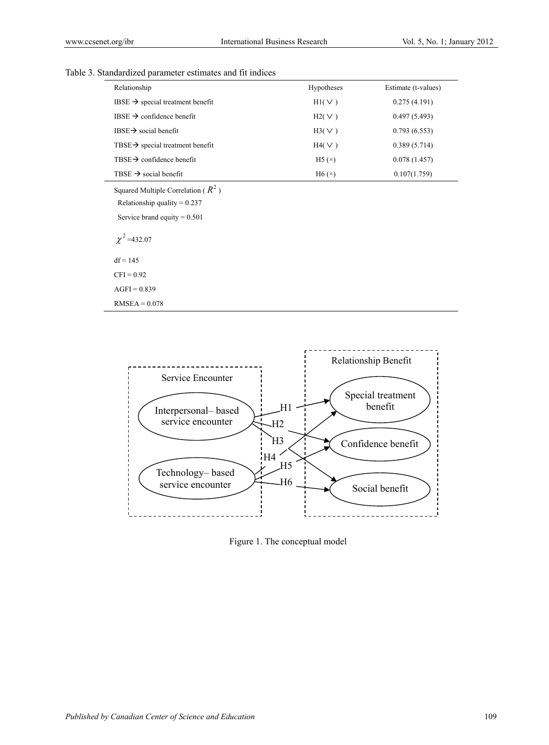Table 3. Standardized parameter estimates and fit indices

| Relationship | Hypotheses | Estimate (t-values) |
|---|---|---|
| IBSE → special treatment benefit | H1( ∨ ) | 0.275 (4.191) |
| IBSE → confidence benefit | H2( ∨ ) | 0.497 (5.493) |
| IBSE→ social benefit | H3( ∨ ) | 0.793 (6.553) |
| TBSE→ special treatment benefit | H4( ∨ ) | 0.389 (5.714) |
| TBSE→ confidence benefit | H5 (×) | 0.078 (1.457) |
| TBSE → social benefit | H6 (×) | 0.107(1.759) |

Squared Multiple Correlation ( $R^2$ )

Relationship quality = 0.237

Service brand equity = 0.501

$\chi^2$ =432.07

df = 145

CFI = 0.92

AGFI = 0.839

RMSEA = 0.078

Service Encounter

Interpersonal– based service encounter

Technology– based service encounter

Relationship Benefit

Special treatment benefit

Confidence benefit

Social benefit

H1

H2

H3

H4

H5

H6

Figure 1. The conceptual model